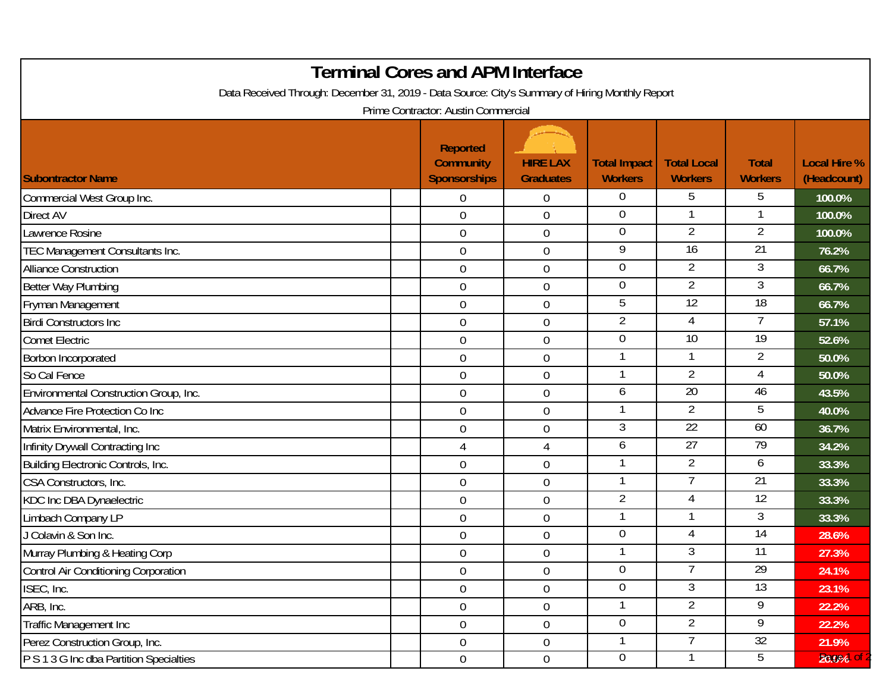# Terminal Cores and APM Interface

Data Received Through: December 31, 2019 - Data Source: City's Summary of Hiring Monthly Report

Prime Contractor: Austin Commercial

| Subontractor Name | Reported Community Sponsorships | HIRE LAX Graduates | Total Impact Workers | Total Local Workers | Total Workers | Local Hire % (Headcount) |
|---|---|---|---|---|---|---|
| Commercial West Group Inc. | 0 | 0 | 0 | 5 | 5 | 100.0% |
| Direct AV | 0 | 0 | 0 | 1 | 1 | 100.0% |
| Lawrence Rosine | 0 | 0 | 0 | 2 | 2 | 100.0% |
| TEC Management Consultants Inc. | 0 | 0 | 9 | 16 | 21 | 76.2% |
| Alliance Construction | 0 | 0 | 0 | 2 | 3 | 66.7% |
| Better Way Plumbing | 0 | 0 | 0 | 2 | 3 | 66.7% |
| Fryman Management | 0 | 0 | 5 | 12 | 18 | 66.7% |
| Birdi Constructors Inc | 0 | 0 | 2 | 4 | 7 | 57.1% |
| Comet Electric | 0 | 0 | 0 | 10 | 19 | 52.6% |
| Borbon Incorporated | 0 | 0 | 1 | 1 | 2 | 50.0% |
| So Cal Fence | 0 | 0 | 1 | 2 | 4 | 50.0% |
| Environmental Construction Group, Inc. | 0 | 0 | 6 | 20 | 46 | 43.5% |
| Advance Fire Protection Co Inc | 0 | 0 | 1 | 2 | 5 | 40.0% |
| Matrix Environmental, Inc. | 0 | 0 | 3 | 22 | 60 | 36.7% |
| Infinity Drywall Contracting Inc | 4 | 4 | 6 | 27 | 79 | 34.2% |
| Building Electronic Controls, Inc. | 0 | 0 | 1 | 2 | 6 | 33.3% |
| CSA Constructors, Inc. | 0 | 0 | 1 | 7 | 21 | 33.3% |
| KDC Inc DBA Dynaelectric | 0 | 0 | 2 | 4 | 12 | 33.3% |
| Limbach Company LP | 0 | 0 | 1 | 1 | 3 | 33.3% |
| J Colavin & Son Inc. | 0 | 0 | 0 | 4 | 14 | 28.6% |
| Murray Plumbing & Heating Corp | 0 | 0 | 1 | 3 | 11 | 27.3% |
| Control Air Conditioning Corporation | 0 | 0 | 0 | 7 | 29 | 24.1% |
| ISEC, Inc. | 0 | 0 | 0 | 3 | 13 | 23.1% |
| ARB, Inc. | 0 | 0 | 1 | 2 | 9 | 22.2% |
| Traffic Management Inc | 0 | 0 | 0 | 2 | 9 | 22.2% |
| Perez Construction Group, Inc. | 0 | 0 | 1 | 7 | 32 | 21.9% |
| P S 1 3 G Inc dba Partition Specialties | 0 | 0 | 0 | 1 | 5 | 20.0% |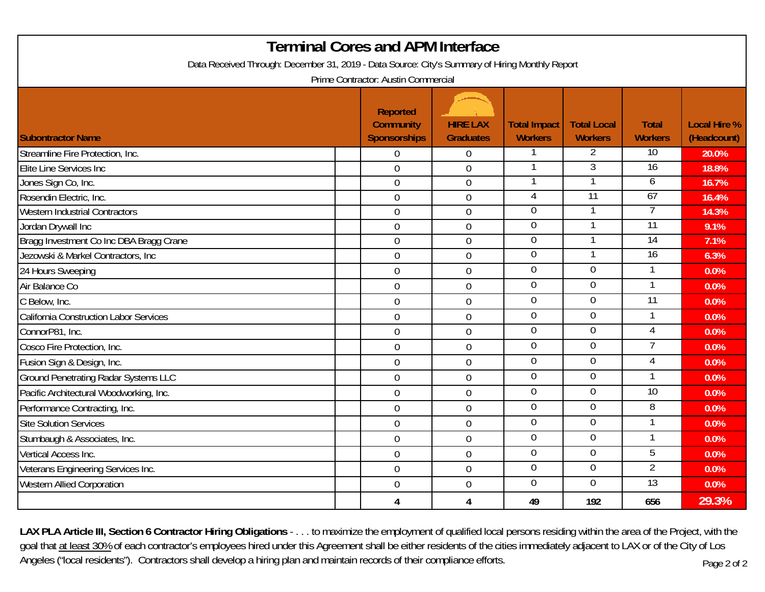# Terminal Cores and APM Interface

Data Received Through: December 31, 2019 - Data Source: City's Summary of Hiring Monthly Report

Prime Contractor: Austin Commercial

| Subcontractor Name | Reported Community Sponsorships | HIRE LAX Graduates | Total Impact Workers | Total Local Workers | Total Workers | Local Hire % (Headcount) |
|---|---|---|---|---|---|---|
| Streamline Fire Protection, Inc. | 0 | 0 | 1 | 2 | 10 | 20.0% |
| Elite Line Services Inc | 0 | 0 | 1 | 3 | 16 | 18.8% |
| Jones Sign Co, Inc. | 0 | 0 | 1 | 1 | 6 | 16.7% |
| Rosendin Electric, Inc. | 0 | 0 | 4 | 11 | 67 | 16.4% |
| Western Industrial Contractors | 0 | 0 | 0 | 1 | 7 | 14.3% |
| Jordan Drywall Inc | 0 | 0 | 0 | 1 | 11 | 9.1% |
| Bragg Investment Co Inc DBA Bragg Crane | 0 | 0 | 0 | 1 | 14 | 7.1% |
| Jezowski & Markel Contractors, Inc | 0 | 0 | 0 | 1 | 16 | 6.3% |
| 24 Hours Sweeping | 0 | 0 | 0 | 0 | 1 | 0.0% |
| Air Balance Co | 0 | 0 | 0 | 0 | 1 | 0.0% |
| C Below, Inc. | 0 | 0 | 0 | 0 | 11 | 0.0% |
| California Construction Labor Services | 0 | 0 | 0 | 0 | 1 | 0.0% |
| ConnorP81, Inc. | 0 | 0 | 0 | 0 | 4 | 0.0% |
| Cosco Fire Protection, Inc. | 0 | 0 | 0 | 0 | 7 | 0.0% |
| Fusion Sign & Design, Inc. | 0 | 0 | 0 | 0 | 4 | 0.0% |
| Ground Penetrating Radar Systems LLC | 0 | 0 | 0 | 0 | 1 | 0.0% |
| Pacific Architectural Woodworking, Inc. | 0 | 0 | 0 | 0 | 10 | 0.0% |
| Performance Contracting, Inc. | 0 | 0 | 0 | 0 | 8 | 0.0% |
| Site Solution Services | 0 | 0 | 0 | 0 | 1 | 0.0% |
| Stumbaugh & Associates, Inc. | 0 | 0 | 0 | 0 | 1 | 0.0% |
| Vertical Access Inc. | 0 | 0 | 0 | 0 | 5 | 0.0% |
| Veterans Engineering Services Inc. | 0 | 0 | 0 | 0 | 2 | 0.0% |
| Western Allied Corporation | 0 | 0 | 0 | 0 | 13 | 0.0% |
| | **4** | **4** | **49** | **192** | **656** | **29.3%** |

**LAX PLA Article III, Section 6 Contractor Hiring Obligations** - . . . to maximize the employment of qualified local persons residing within the area of the Project, with the goal that at least 30% of each contractor's employees hired under this Agreement shall be either residents of the cities immediately adjacent to LAX or of the City of Los Angeles ("local residents"). Contractors shall develop a hiring plan and maintain records of their compliance efforts.